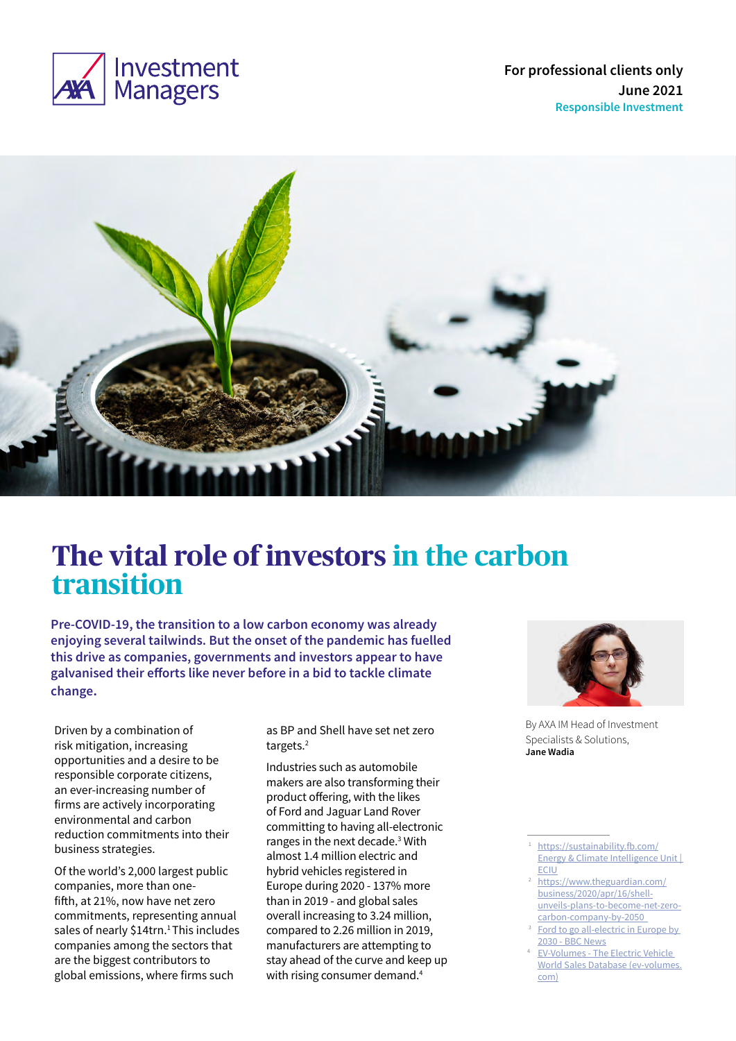For professional clients only

June 2021

Responsible Investment

# The vital role of investors in the carbon transition

**Pre-COVID-19, the transition to a low carbon economy was already enjoying several tailwinds. But the onset of the pandemic has fuelled this drive as companies, governments and investors appear to have galvanised their efforts like never before in a bid to tackle climate change.**

By AXA IM Head of Investment Specialists & Solutions, **Jane Wadia**

Driven by a combination of risk mitigation, increasing opportunities and a desire to be responsible corporate citizens, an ever-increasing number of firms are actively incorporating environmental and carbon reduction commitments into their business strategies.

Of the world's 2,000 largest public companies, more than one-fifth, at 21%, now have net zero commitments, representing annual sales of nearly $14trn.[1] This includes companies among the sectors that are the biggest contributors to global emissions, where firms such as BP and Shell have set net zero targets.[2]

Industries such as automobile makers are also transforming their product offering, with the likes of Ford and Jaguar Land Rover committing to having all-electronic ranges in the next decade.[3] With almost 1.4 million electric and hybrid vehicles registered in Europe during 2020 - 137% more than in 2019 - and global sales overall increasing to 3.24 million, compared to 2.26 million in 2019, manufacturers are attempting to stay ahead of the curve and keep up with rising consumer demand.[4]

---

1. https://sustainability.fb.com/ Energy & Climate Intelligence Unit | ECIU
2. https://www.theguardian.com/business/2020/apr/16/shell-unveils-plans-to-become-net-zero-carbon-company-by-2050
3. Ford to go all-electric in Europe by 2030 - BBC News
4. EV-Volumes - The Electric Vehicle World Sales Database (ev-volumes.com)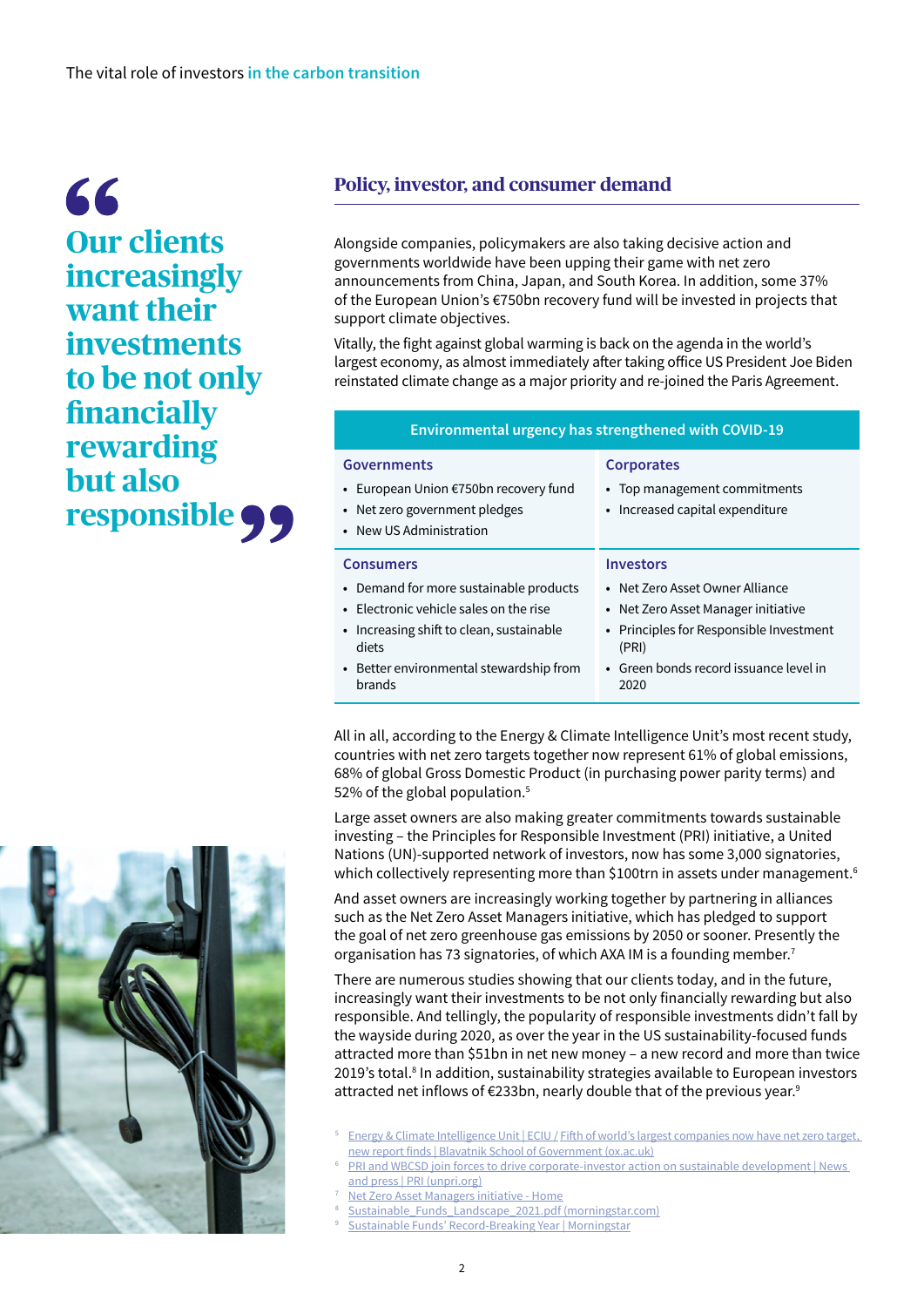> **Our clients increasingly want their investments to be not only financially rewarding but also responsible**

## Policy, investor, and consumer demand

Alongside companies, policymakers are also taking decisive action and governments worldwide have been upping their game with net zero announcements from China, Japan, and South Korea. In addition, some 37% of the European Union's €750bn recovery fund will be invested in projects that support climate objectives.

Vitally, the fight against global warming is back on the agenda in the world's largest economy, as almost immediately after taking office US President Joe Biden reinstated climate change as a major priority and re-joined the Paris Agreement.

| Environmental urgency has strengthened with COVID-19 | |
|---|---|
| **Governments**<br>• European Union €750bn recovery fund<br>• Net zero government pledges<br>• New US Administration | **Corporates**<br>• Top management commitments<br>• Increased capital expenditure |
| **Consumers**<br>• Demand for more sustainable products<br>• Electronic vehicle sales on the rise<br>• Increasing shift to clean, sustainable diets<br>• Better environmental stewardship from brands | **Investors**<br>• Net Zero Asset Owner Alliance<br>• Net Zero Asset Manager initiative<br>• Principles for Responsible Investment (PRI)<br>• Green bonds record issuance level in 2020 |

All in all, according to the Energy & Climate Intelligence Unit's most recent study, countries with net zero targets together now represent 61% of global emissions, 68% of global Gross Domestic Product (in purchasing power parity terms) and 52% of the global population.[5]

Large asset owners are also making greater commitments towards sustainable investing – the Principles for Responsible Investment (PRI) initiative, a United Nations (UN)-supported network of investors, now has some 3,000 signatories, which collectively representing more than $100trn in assets under management.[6]

And asset owners are increasingly working together by partnering in alliances such as the Net Zero Asset Managers initiative, which has pledged to support the goal of net zero greenhouse gas emissions by 2050 or sooner. Presently the organisation has 73 signatories, of which AXA IM is a founding member.[7]

There are numerous studies showing that our clients today, and in the future, increasingly want their investments to be not only financially rewarding but also responsible. And tellingly, the popularity of responsible investments didn't fall by the wayside during 2020, as over the year in the US sustainability-focused funds attracted more than $51bn in net new money – a new record and more than twice 2019's total.[8] In addition, sustainability strategies available to European investors attracted net inflows of €233bn, nearly double that of the previous year.[9]

---

[5] Energy & Climate Intelligence Unit | ECIU / Fifth of world's largest companies now have net zero target, new report finds | Blavatnik School of Government (ox.ac.uk)
[6] PRI and WBCSD join forces to drive corporate-investor action on sustainable development | News and press | PRI (unpri.org)
[7] Net Zero Asset Managers initiative - Home
[8] Sustainable_Funds_Landscape_2021.pdf (morningstar.com)
[9] Sustainable Funds' Record-Breaking Year | Morningstar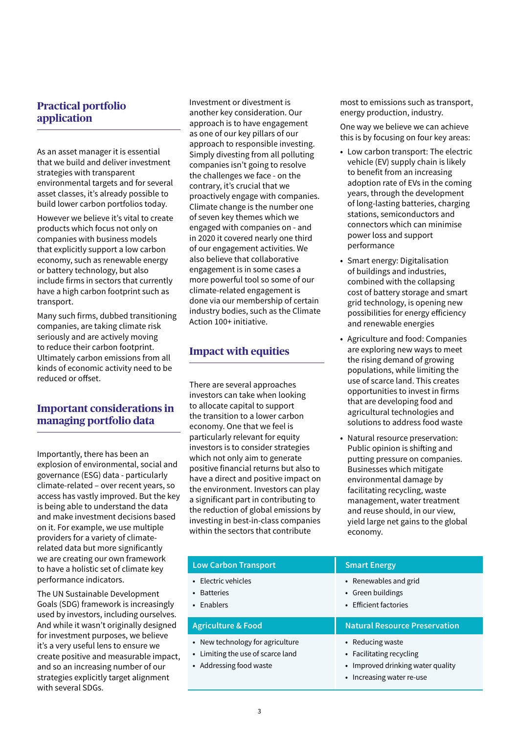## Practical portfolio application

As an asset manager it is essential that we build and deliver investment strategies with transparent environmental targets and for several asset classes, it's already possible to build lower carbon portfolios today.

However we believe it's vital to create products which focus not only on companies with business models that explicitly support a low carbon economy, such as renewable energy or battery technology, but also include firms in sectors that currently have a high carbon footprint such as transport.

Many such firms, dubbed transitioning companies, are taking climate risk seriously and are actively moving to reduce their carbon footprint. Ultimately carbon emissions from all kinds of economic activity need to be reduced or offset.

## Important considerations in managing portfolio data

Importantly, there has been an explosion of environmental, social and governance (ESG) data - particularly climate-related – over recent years, so access has vastly improved. But the key is being able to understand the data and make investment decisions based on it. For example, we use multiple providers for a variety of climate-related data but more significantly we are creating our own framework to have a holistic set of climate key performance indicators.

The UN Sustainable Development Goals (SDG) framework is increasingly used by investors, including ourselves. And while it wasn't originally designed for investment purposes, we believe it's a very useful lens to ensure we create positive and measurable impact, and so an increasing number of our strategies explicitly target alignment with several SDGs.

Investment or divestment is another key consideration. Our approach is to have engagement as one of our key pillars of our approach to responsible investing. Simply divesting from all polluting companies isn't going to resolve the challenges we face - on the contrary, it's crucial that we proactively engage with companies. Climate change is the number one of seven key themes which we engaged with companies on - and in 2020 it covered nearly one third of our engagement activities. We also believe that collaborative engagement is in some cases a more powerful tool so some of our climate-related engagement is done via our membership of certain industry bodies, such as the Climate Action 100+ initiative.

## Impact with equities

There are several approaches investors can take when looking to allocate capital to support the transition to a lower carbon economy. One that we feel is particularly relevant for equity investors is to consider strategies which not only aim to generate positive financial returns but also to have a direct and positive impact on the environment. Investors can play a significant part in contributing to the reduction of global emissions by investing in best-in-class companies within the sectors that contribute most to emissions such as transport, energy production, industry.

One way we believe we can achieve this is by focusing on four key areas:

- Low carbon transport: The electric vehicle (EV) supply chain is likely to benefit from an increasing adoption rate of EVs in the coming years, through the development of long-lasting batteries, charging stations, semiconductors and connectors which can minimise power loss and support performance
- Smart energy: Digitalisation of buildings and industries, combined with the collapsing cost of battery storage and smart grid technology, is opening new possibilities for energy efficiency and renewable energies
- Agriculture and food: Companies are exploring new ways to meet the rising demand of growing populations, while limiting the use of scarce land. This creates opportunities to invest in firms that are developing food and agricultural technologies and solutions to address food waste
- Natural resource preservation: Public opinion is shifting and putting pressure on companies. Businesses which mitigate environmental damage by facilitating recycling, waste management, water treatment and reuse should, in our view, yield large net gains to the global economy.

| Low Carbon Transport | Smart Energy |
|---|---|
| • Electric vehicles<br>• Batteries<br>• Enablers | • Renewables and grid<br>• Green buildings<br>• Efficient factories |
| **Agriculture & Food** | **Natural Resource Preservation** |
| • New technology for agriculture<br>• Limiting the use of scarce land<br>• Addressing food waste | • Reducing waste<br>• Facilitating recycling<br>• Improved drinking water quality<br>• Increasing water re-use |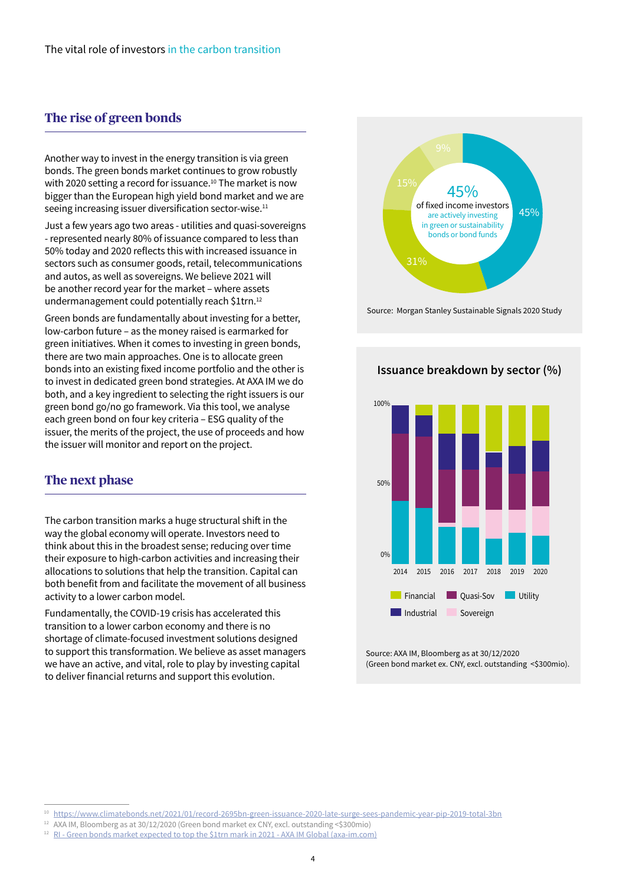## The rise of green bonds

Another way to invest in the energy transition is via green bonds. The green bonds market continues to grow robustly with 2020 setting a record for issuance.[10] The market is now bigger than the European high yield bond market and we are seeing increasing issuer diversification sector-wise.[11]

Just a few years ago two areas - utilities and quasi-sovereigns - represented nearly 80% of issuance compared to less than 50% today and 2020 reflects this with increased issuance in sectors such as consumer goods, retail, telecommunications and autos, as well as sovereigns. We believe 2021 will be another record year for the market – where assets undermanagement could potentially reach $1trn.[12]

Green bonds are fundamentally about investing for a better, low-carbon future – as the money raised is earmarked for green initiatives. When it comes to investing in green bonds, there are two main approaches. One is to allocate green bonds into an existing fixed income portfolio and the other is to invest in dedicated green bond strategies. At AXA IM we do both, and a key ingredient to selecting the right issuers is our green bond go/no go framework. Via this tool, we analyse each green bond on four key criteria – ESG quality of the issuer, the merits of the project, the use of proceeds and how the issuer will monitor and report on the project.

## The next phase

The carbon transition marks a huge structural shift in the way the global economy will operate. Investors need to think about this in the broadest sense; reducing over time their exposure to high-carbon activities and increasing their allocations to solutions that help the transition. Capital can both benefit from and facilitate the movement of all business activity to a lower carbon model.

Fundamentally, the COVID-19 crisis has accelerated this transition to a lower carbon economy and there is no shortage of climate-focused investment solutions designed to support this transformation. We believe as asset managers we have an active, and vital, role to play by investing capital to deliver financial returns and support this evolution.

**45%** of fixed income investors are actively investing in green or sustainability bonds or bond funds

45% | 31% | 15% | 9%

Source: Morgan Stanley Sustainable Signals 2020 Study

**Issuance breakdown by sector (%)**

Legend: Financial, Quasi-Sov, Utility, Industrial, Sovereign

Years: 2014, 2015, 2016, 2017, 2018, 2019, 2020

Source: AXA IM, Bloomberg as at 30/12/2020 (Green bond market ex. CNY, excl. outstanding <$300mio).

---

[10] https://www.climatebonds.net/2021/01/record-2695bn-green-issuance-2020-late-surge-sees-pandemic-year-pip-2019-total-3bn

[12] AXA IM, Bloomberg as at 30/12/2020 (Green bond market ex CNY, excl. outstanding <$300mio)

[12] RI - Green bonds market expected to top the $1trn mark in 2021 - AXA IM Global (axa-im.com)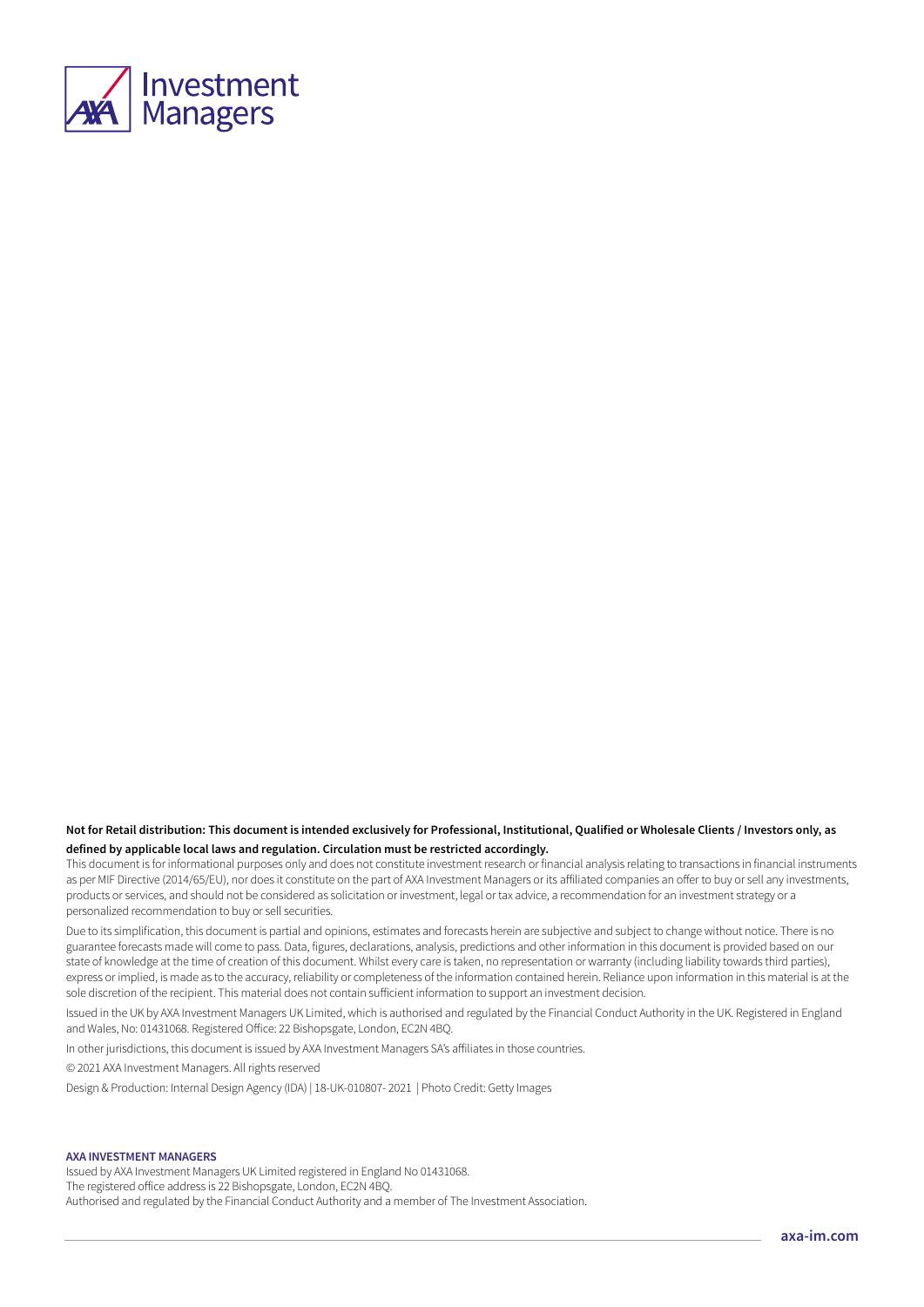Investment Managers

**Not for Retail distribution: This document is intended exclusively for Professional, Institutional, Qualified or Wholesale Clients / Investors only, as defined by applicable local laws and regulation. Circulation must be restricted accordingly.**

This document is for informational purposes only and does not constitute investment research or financial analysis relating to transactions in financial instruments as per MIF Directive (2014/65/EU), nor does it constitute on the part of AXA Investment Managers or its affiliated companies an offer to buy or sell any investments, products or services, and should not be considered as solicitation or investment, legal or tax advice, a recommendation for an investment strategy or a personalized recommendation to buy or sell securities.

Due to its simplification, this document is partial and opinions, estimates and forecasts herein are subjective and subject to change without notice. There is no guarantee forecasts made will come to pass. Data, figures, declarations, analysis, predictions and other information in this document is provided based on our state of knowledge at the time of creation of this document. Whilst every care is taken, no representation or warranty (including liability towards third parties), express or implied, is made as to the accuracy, reliability or completeness of the information contained herein. Reliance upon information in this material is at the sole discretion of the recipient. This material does not contain sufficient information to support an investment decision.

Issued in the UK by AXA Investment Managers UK Limited, which is authorised and regulated by the Financial Conduct Authority in the UK. Registered in England and Wales, No: 01431068. Registered Office: 22 Bishopsgate, London, EC2N 4BQ.

In other jurisdictions, this document is issued by AXA Investment Managers SA's affiliates in those countries.

© 2021 AXA Investment Managers. All rights reserved

Design & Production: Internal Design Agency (IDA) | 18-UK-010807- 2021 | Photo Credit: Getty Images

**AXA INVESTMENT MANAGERS**

Issued by AXA Investment Managers UK Limited registered in England No 01431068.
The registered office address is 22 Bishopsgate, London, EC2N 4BQ.
Authorised and regulated by the Financial Conduct Authority and a member of The Investment Association.

**axa-im.com**